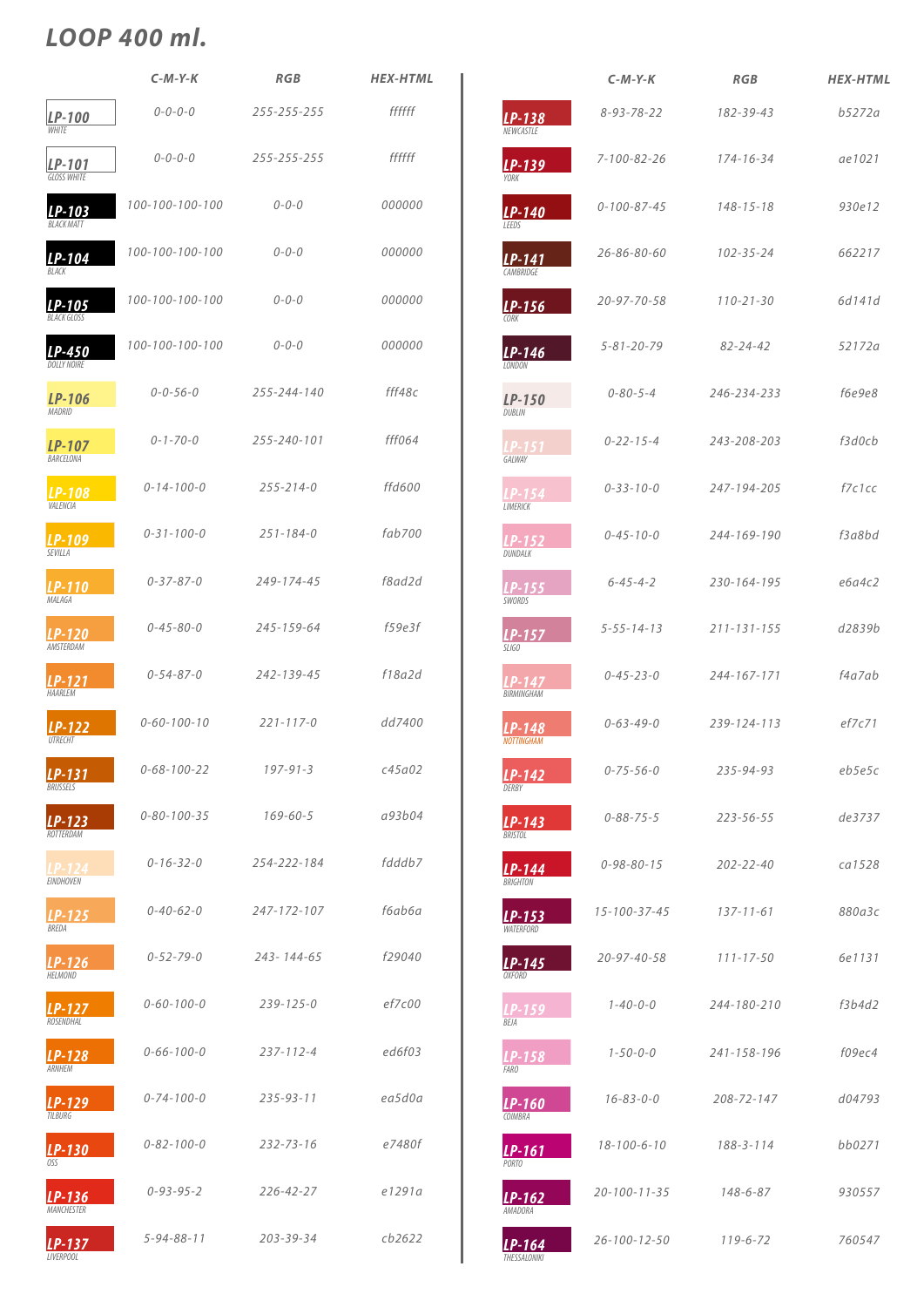# LOOP 400 ml.

| | C-M-Y-K | RGB | HEX-HTML |
|---|---|---|---|
| LP-100 WHITE | 0-0-0-0 | 255-255-255 | ffffff |
| LP-101 GLOSS WHITE | 0-0-0-0 | 255-255-255 | ffffff |
| LP-103 BLACK MATT | 100-100-100-100 | 0-0-0 | 000000 |
| LP-104 BLACK | 100-100-100-100 | 0-0-0 | 000000 |
| LP-105 BLACK GLOSS | 100-100-100-100 | 0-0-0 | 000000 |
| LP-450 DOLLY NOIRE | 100-100-100-100 | 0-0-0 | 000000 |
| LP-106 MADRID | 0-0-56-0 | 255-244-140 | fff48c |
| LP-107 BARCELONA | 0-1-70-0 | 255-240-101 | fff064 |
| LP-108 VALENCIA | 0-14-100-0 | 255-214-0 | ffd600 |
| LP-109 SEVILLA | 0-31-100-0 | 251-184-0 | fab700 |
| LP-110 MALAGA | 0-37-87-0 | 249-174-45 | f8ad2d |
| LP-120 AMSTERDAM | 0-45-80-0 | 245-159-64 | f59e3f |
| LP-121 HAARLEM | 0-54-87-0 | 242-139-45 | f18a2d |
| LP-122 UTRECHT | 0-60-100-10 | 221-117-0 | dd7400 |
| LP-131 BRUSSELS | 0-68-100-22 | 197-91-3 | c45a02 |
| LP-123 ROTTERDAM | 0-80-100-35 | 169-60-5 | a93b04 |
| LP-124 EINDHOVEN | 0-16-32-0 | 254-222-184 | fdddb7 |
| LP-125 BREDA | 0-40-62-0 | 247-172-107 | f6ab6a |
| LP-126 HELMOND | 0-52-79-0 | 243- 144-65 | f29040 |
| LP-127 ROSENDHAL | 0-60-100-0 | 239-125-0 | ef7c00 |
| LP-128 ARNHEM | 0-66-100-0 | 237-112-4 | ed6f03 |
| LP-129 TILBURG | 0-74-100-0 | 235-93-11 | ea5d0a |
| LP-130 OSS | 0-82-100-0 | 232-73-16 | e7480f |
| LP-136 MANCHESTER | 0-93-95-2 | 226-42-27 | e1291a |
| LP-137 LIVERPOOL | 5-94-88-11 | 203-39-34 | cb2622 |
| LP-138 NEWCASTLE | 8-93-78-22 | 182-39-43 | b5272a |
| LP-139 YORK | 7-100-82-26 | 174-16-34 | ae1021 |
| LP-140 LEEDS | 0-100-87-45 | 148-15-18 | 930e12 |
| LP-141 CAMBRIDGE | 26-86-80-60 | 102-35-24 | 662217 |
| LP-156 CORK | 20-97-70-58 | 110-21-30 | 6d141d |
| LP-146 LONDON | 5-81-20-79 | 82-24-42 | 52172a |
| LP-150 DUBLIN | 0-80-5-4 | 246-234-233 | f6e9e8 |
| LP-151 GALWAY | 0-22-15-4 | 243-208-203 | f3d0cb |
| LP-154 LIMERICK | 0-33-10-0 | 247-194-205 | f7c1cc |
| LP-152 DUNDALK | 0-45-10-0 | 244-169-190 | f3a8bd |
| LP-155 SWORDS | 6-45-4-2 | 230-164-195 | e6a4c2 |
| LP-157 SLIGO | 5-55-14-13 | 211-131-155 | d2839b |
| LP-147 BIRMINGHAM | 0-45-23-0 | 244-167-171 | f4a7ab |
| LP-148 NOTTINGHAM | 0-63-49-0 | 239-124-113 | ef7c71 |
| LP-142 DERBY | 0-75-56-0 | 235-94-93 | eb5e5c |
| LP-143 BRISTOL | 0-88-75-5 | 223-56-55 | de3737 |
| LP-144 BRIGHTON | 0-98-80-15 | 202-22-40 | ca1528 |
| LP-153 WATERFORD | 15-100-37-45 | 137-11-61 | 880a3c |
| LP-145 OXFORD | 20-97-40-58 | 111-17-50 | 6e1131 |
| LP-159 BEJA | 1-40-0-0 | 244-180-210 | f3b4d2 |
| LP-158 FARO | 1-50-0-0 | 241-158-196 | f09ec4 |
| LP-160 COIMBRA | 16-83-0-0 | 208-72-147 | d04793 |
| LP-161 PORTO | 18-100-6-10 | 188-3-114 | bb0271 |
| LP-162 AMADORA | 20-100-11-35 | 148-6-87 | 930557 |
| LP-164 THESSALONIKI | 26-100-12-50 | 119-6-72 | 760547 |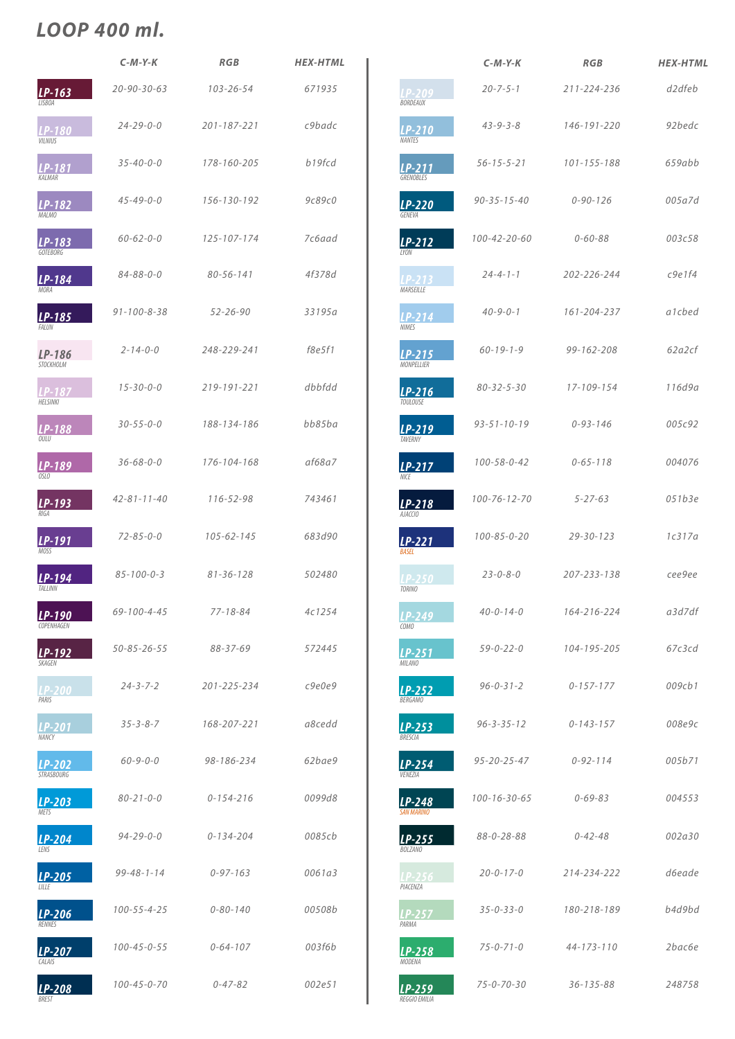# LOOP 400 ml.

| | C-M-Y-K | RGB | HEX-HTML |
|---|---|---|---|
| LP-163 LISBOA | 20-90-30-63 | 103-26-54 | 671935 |
| LP-180 VILNIUS | 24-29-0-0 | 201-187-221 | c9badc |
| LP-181 KALMAR | 35-40-0-0 | 178-160-205 | b19fcd |
| LP-182 MALMO | 45-49-0-0 | 156-130-192 | 9c89c0 |
| LP-183 GOTEBORG | 60-62-0-0 | 125-107-174 | 7c6aad |
| LP-184 MORA | 84-88-0-0 | 80-56-141 | 4f378d |
| LP-185 FALUN | 91-100-8-38 | 52-26-90 | 33195a |
| LP-186 STOCKHOLM | 2-14-0-0 | 248-229-241 | f8e5f1 |
| LP-187 HELSINKI | 15-30-0-0 | 219-191-221 | dbbfdd |
| LP-188 OULU | 30-55-0-0 | 188-134-186 | bb85ba |
| LP-189 OSLO | 36-68-0-0 | 176-104-168 | af68a7 |
| LP-193 RIGA | 42-81-11-40 | 116-52-98 | 743461 |
| LP-191 MOSS | 72-85-0-0 | 105-62-145 | 683d90 |
| LP-194 TALLINN | 85-100-0-3 | 81-36-128 | 502480 |
| LP-190 COPENHAGEN | 69-100-4-45 | 77-18-84 | 4c1254 |
| LP-192 SKAGEN | 50-85-26-55 | 88-37-69 | 572445 |
| LP-200 PARIS | 24-3-7-2 | 201-225-234 | c9e0e9 |
| LP-201 NANCY | 35-3-8-7 | 168-207-221 | a8cedd |
| LP-202 STRASBOURG | 60-9-0-0 | 98-186-234 | 62bae9 |
| LP-203 METS | 80-21-0-0 | 0-154-216 | 0099d8 |
| LP-204 LENS | 94-29-0-0 | 0-134-204 | 0085cb |
| LP-205 LILLE | 99-48-1-14 | 0-97-163 | 0061a3 |
| LP-206 RENNES | 100-55-4-25 | 0-80-140 | 00508b |
| LP-207 CALAIS | 100-45-0-55 | 0-64-107 | 003f6b |
| LP-208 BREST | 100-45-0-70 | 0-47-82 | 002e51 |
| LP-209 BORDEAUX | 20-7-5-1 | 211-224-236 | d2dfeb |
| LP-210 NANTES | 43-9-3-8 | 146-191-220 | 92bedc |
| LP-211 GRENOBLES | 56-15-5-21 | 101-155-188 | 659abb |
| LP-220 GENEVA | 90-35-15-40 | 0-90-126 | 005a7d |
| LP-212 LYON | 100-42-20-60 | 0-60-88 | 003c58 |
| LP-213 MARSEILLE | 24-4-1-1 | 202-226-244 | c9e1f4 |
| LP-214 NIMES | 40-9-0-1 | 161-204-237 | a1cbed |
| LP-215 MONPELLIER | 60-19-1-9 | 99-162-208 | 62a2cf |
| LP-216 TOULOUSE | 80-32-5-30 | 17-109-154 | 116d9a |
| LP-219 TAVERNY | 93-51-10-19 | 0-93-146 | 005c92 |
| LP-217 NICE | 100-58-0-42 | 0-65-118 | 004076 |
| LP-218 AJACCIO | 100-76-12-70 | 5-27-63 | 051b3e |
| LP-221 BASEL | 100-85-0-20 | 29-30-123 | 1c317a |
| LP-250 TORINO | 23-0-8-0 | 207-233-138 | cee9ee |
| LP-249 COMO | 40-0-14-0 | 164-216-224 | a3d7df |
| LP-251 MILANO | 59-0-22-0 | 104-195-205 | 67c3cd |
| LP-252 BERGAMO | 96-0-31-2 | 0-157-177 | 009cb1 |
| LP-253 BRESCIA | 96-3-35-12 | 0-143-157 | 008e9c |
| LP-254 VENEZIA | 95-20-25-47 | 0-92-114 | 005b71 |
| LP-248 SAN MARINO | 100-16-30-65 | 0-69-83 | 004553 |
| LP-255 BOLZANO | 88-0-28-88 | 0-42-48 | 002a30 |
| LP-256 PIACENZA | 20-0-17-0 | 214-234-222 | d6eade |
| LP-257 PARMA | 35-0-33-0 | 180-218-189 | b4d9bd |
| LP-258 MODENA | 75-0-71-0 | 44-173-110 | 2bac6e |
| LP-259 REGGIO EMILIA | 75-0-70-30 | 36-135-88 | 248758 |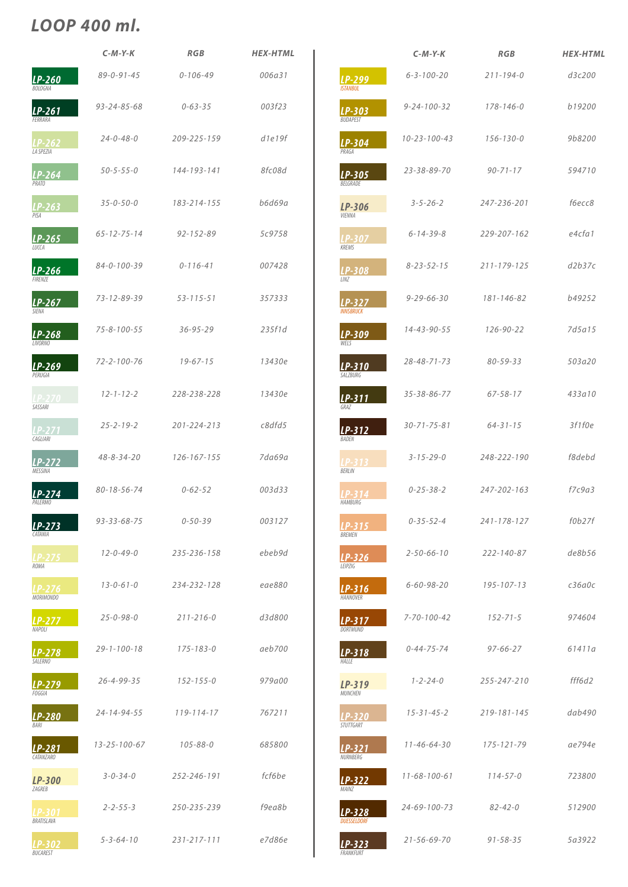# LOOP 400 ml.

| | C-M-Y-K | RGB | HEX-HTML |
|---|---|---|---|
| LP-260 BOLOGNA | 89-0-91-45 | 0-106-49 | 006a31 |
| LP-261 FERRARA | 93-24-85-68 | 0-63-35 | 003f23 |
| LP-262 LA SPEZIA | 24-0-48-0 | 209-225-159 | d1e19f |
| LP-264 PRATO | 50-5-55-0 | 144-193-141 | 8fc08d |
| LP-263 PISA | 35-0-50-0 | 183-214-155 | b6d69a |
| LP-265 LUCCA | 65-12-75-14 | 92-152-89 | 5c9758 |
| LP-266 FIRENZE | 84-0-100-39 | 0-116-41 | 007428 |
| LP-267 SIENA | 73-12-89-39 | 53-115-51 | 357333 |
| LP-268 LIVORNO | 75-8-100-55 | 36-95-29 | 235f1d |
| LP-269 PERUGIA | 72-2-100-76 | 19-67-15 | 13430e |
| LP-270 SASSARI | 12-1-12-2 | 228-238-228 | 13430e |
| LP-271 CAGLIARI | 25-2-19-2 | 201-224-213 | c8dfd5 |
| LP-272 MESSINA | 48-8-34-20 | 126-167-155 | 7da69a |
| LP-274 PALERMO | 80-18-56-74 | 0-62-52 | 003d33 |
| LP-273 CATANIA | 93-33-68-75 | 0-50-39 | 003127 |
| LP-275 ROMA | 12-0-49-0 | 235-236-158 | ebeb9d |
| LP-276 MORIMONDO | 13-0-61-0 | 234-232-128 | eae880 |
| LP-277 NAPOLI | 25-0-98-0 | 211-216-0 | d3d800 |
| LP-278 SALERNO | 29-1-100-18 | 175-183-0 | aeb700 |
| LP-279 FOGGIA | 26-4-99-35 | 152-155-0 | 979a00 |
| LP-280 BARI | 24-14-94-55 | 119-114-17 | 767211 |
| LP-281 CATANZARO | 13-25-100-67 | 105-88-0 | 685800 |
| LP-300 ZAGREB | 3-0-34-0 | 252-246-191 | fcf6be |
| LP-301 BRATISLAVA | 2-2-55-3 | 250-235-239 | f9ea8b |
| LP-302 BUCAREST | 5-3-64-10 | 231-217-111 | e7d86e |

| | C-M-Y-K | RGB | HEX-HTML |
|---|---|---|---|
| LP-299 ISTANBUL | 6-3-100-20 | 211-194-0 | d3c200 |
| LP-303 BUDAPEST | 9-24-100-32 | 178-146-0 | b19200 |
| LP-304 PRAGA | 10-23-100-43 | 156-130-0 | 9b8200 |
| LP-305 BELGRADE | 23-38-89-70 | 90-71-17 | 594710 |
| LP-306 VIENNA | 3-5-26-2 | 247-236-201 | f6ecc8 |
| LP-307 KREMS | 6-14-39-8 | 229-207-162 | e4cfa1 |
| LP-308 LINZ | 8-23-52-15 | 211-179-125 | d2b37c |
| LP-327 INNSBRUCK | 9-29-66-30 | 181-146-82 | b49252 |
| LP-309 WELS | 14-43-90-55 | 126-90-22 | 7d5a15 |
| LP-310 SALZBURG | 28-48-71-73 | 80-59-33 | 503a20 |
| LP-311 GRAZ | 35-38-86-77 | 67-58-17 | 433a10 |
| LP-312 BADEN | 30-71-75-81 | 64-31-15 | 3f1f0e |
| LP-313 BERLIN | 3-15-29-0 | 248-222-190 | f8debd |
| LP-314 HAMBURG | 0-25-38-2 | 247-202-163 | f7c9a3 |
| LP-315 BREMEN | 0-35-52-4 | 241-178-127 | f0b27f |
| LP-326 LEIPZIG | 2-50-66-10 | 222-140-87 | de8b56 |
| LP-316 HANNOVER | 6-60-98-20 | 195-107-13 | c36a0c |
| LP-317 DORTMUND | 7-70-100-42 | 152-71-5 | 974604 |
| LP-318 HALLE | 0-44-75-74 | 97-66-27 | 61411a |
| LP-319 MUNCHEN | 1-2-24-0 | 255-247-210 | fff6d2 |
| LP-320 STUTTGART | 15-31-45-2 | 219-181-145 | dab490 |
| LP-321 NURNBERG | 11-46-64-30 | 175-121-79 | ae794e |
| LP-322 MAINZ | 11-68-100-61 | 114-57-0 | 723800 |
| LP-328 DUESSELDORF | 24-69-100-73 | 82-42-0 | 512900 |
| LP-323 FRANKFURT | 21-56-69-70 | 91-58-35 | 5a3922 |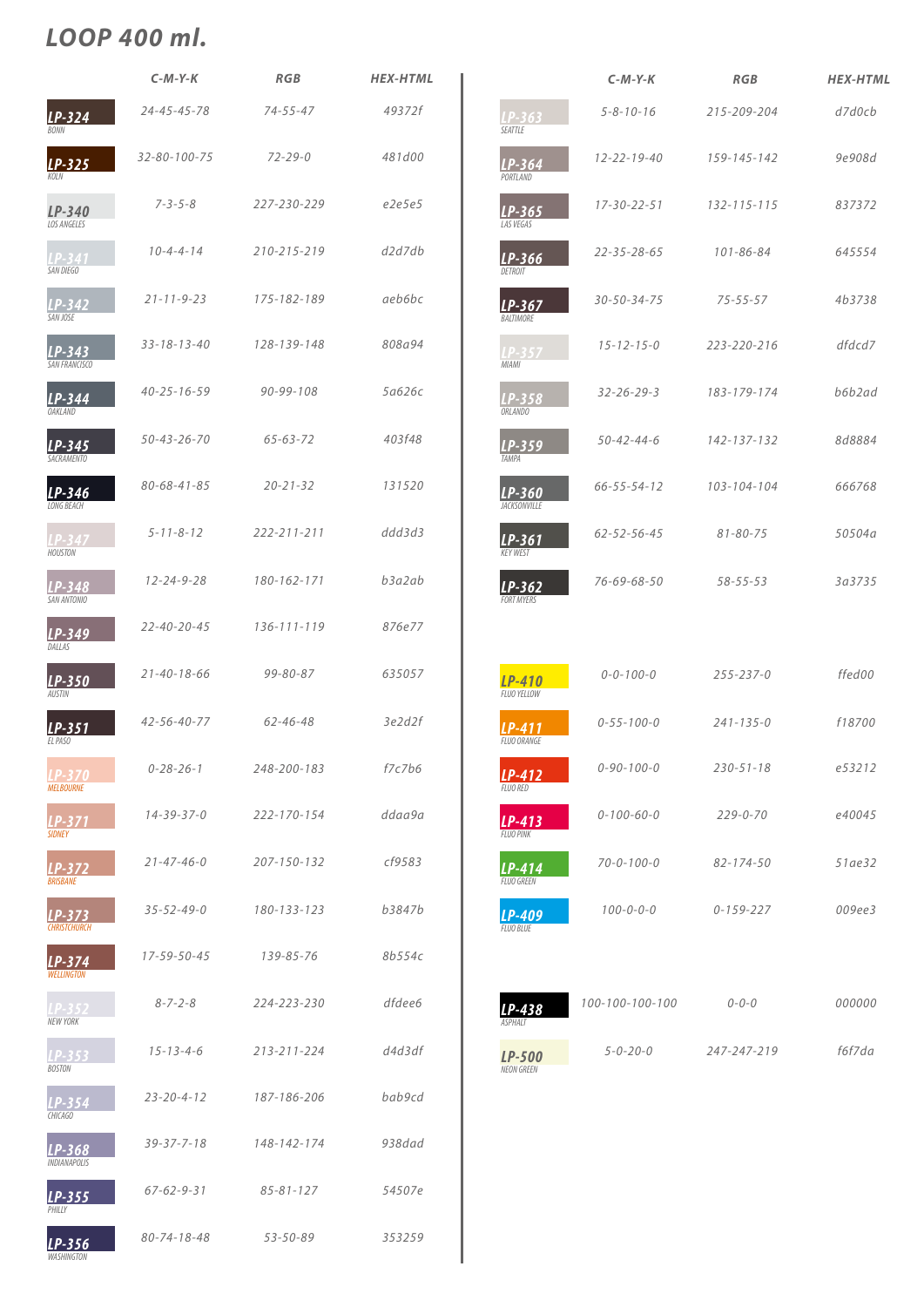# LOOP 400 ml.

| | C-M-Y-K | RGB | HEX-HTML |
|---|---|---|---|
| LP-324 BONN | 24-45-45-78 | 74-55-47 | 49372f |
| LP-325 KOLN | 32-80-100-75 | 72-29-0 | 481d00 |
| LP-340 LOS ANGELES | 7-3-5-8 | 227-230-229 | e2e5e5 |
| LP-341 SAN DIEGO | 10-4-4-14 | 210-215-219 | d2d7db |
| LP-342 SAN JOSE | 21-11-9-23 | 175-182-189 | aeb6bc |
| LP-343 SAN FRANCISCO | 33-18-13-40 | 128-139-148 | 808a94 |
| LP-344 OAKLAND | 40-25-16-59 | 90-99-108 | 5a626c |
| LP-345 SACRAMENTO | 50-43-26-70 | 65-63-72 | 403f48 |
| LP-346 LONG BEACH | 80-68-41-85 | 20-21-32 | 131520 |
| LP-347 HOUSTON | 5-11-8-12 | 222-211-211 | ddd3d3 |
| LP-348 SAN ANTONIO | 12-24-9-28 | 180-162-171 | b3a2ab |
| LP-349 DALLAS | 22-40-20-45 | 136-111-119 | 876e77 |
| LP-350 AUSTIN | 21-40-18-66 | 99-80-87 | 635057 |
| LP-351 EL PASO | 42-56-40-77 | 62-46-48 | 3e2d2f |
| LP-370 MELBOURNE | 0-28-26-1 | 248-200-183 | f7c7b6 |
| LP-371 SIDNEY | 14-39-37-0 | 222-170-154 | ddaa9a |
| LP-372 BRISBANE | 21-47-46-0 | 207-150-132 | cf9583 |
| LP-373 CHRISTCHURCH | 35-52-49-0 | 180-133-123 | b3847b |
| LP-374 WELLINGTON | 17-59-50-45 | 139-85-76 | 8b554c |
| LP-352 NEW YORK | 8-7-2-8 | 224-223-230 | dfdee6 |
| LP-353 BOSTON | 15-13-4-6 | 213-211-224 | d4d3df |
| LP-354 CHICAGO | 23-20-4-12 | 187-186-206 | bab9cd |
| LP-368 INDIANAPOLIS | 39-37-7-18 | 148-142-174 | 938dad |
| LP-355 PHILLY | 67-62-9-31 | 85-81-127 | 54507e |
| LP-356 WASHINGTON | 80-74-18-48 | 53-50-89 | 353259 |

| | C-M-Y-K | RGB | HEX-HTML |
|---|---|---|---|
| LP-363 SEATTLE | 5-8-10-16 | 215-209-204 | d7d0cb |
| LP-364 PORTLAND | 12-22-19-40 | 159-145-142 | 9e908d |
| LP-365 LAS VEGAS | 17-30-22-51 | 132-115-115 | 837372 |
| LP-366 DETROIT | 22-35-28-65 | 101-86-84 | 645554 |
| LP-367 BALTIMORE | 30-50-34-75 | 75-55-57 | 4b3738 |
| LP-357 MIAMI | 15-12-15-0 | 223-220-216 | dfdcd7 |
| LP-358 ORLANDO | 32-26-29-3 | 183-179-174 | b6b2ad |
| LP-359 TAMPA | 50-42-44-6 | 142-137-132 | 8d8884 |
| LP-360 JACKSONVILLE | 66-55-54-12 | 103-104-104 | 666768 |
| LP-361 KEY WEST | 62-52-56-45 | 81-80-75 | 50504a |
| LP-362 FORT MYERS | 76-69-68-50 | 58-55-53 | 3a3735 |
| LP-410 FLUO YELLOW | 0-0-100-0 | 255-237-0 | ffed00 |
| LP-411 FLUO ORANGE | 0-55-100-0 | 241-135-0 | f18700 |
| LP-412 FLUO RED | 0-90-100-0 | 230-51-18 | e53212 |
| LP-413 FLUO PINK | 0-100-60-0 | 229-0-70 | e40045 |
| LP-414 FLUO GREEN | 70-0-100-0 | 82-174-50 | 51ae32 |
| LP-409 FLUO BLUE | 100-0-0-0 | 0-159-227 | 009ee3 |
| LP-438 ASPHALT | 100-100-100-100 | 0-0-0 | 000000 |
| LP-500 NEON GREEN | 5-0-20-0 | 247-247-219 | f6f7da |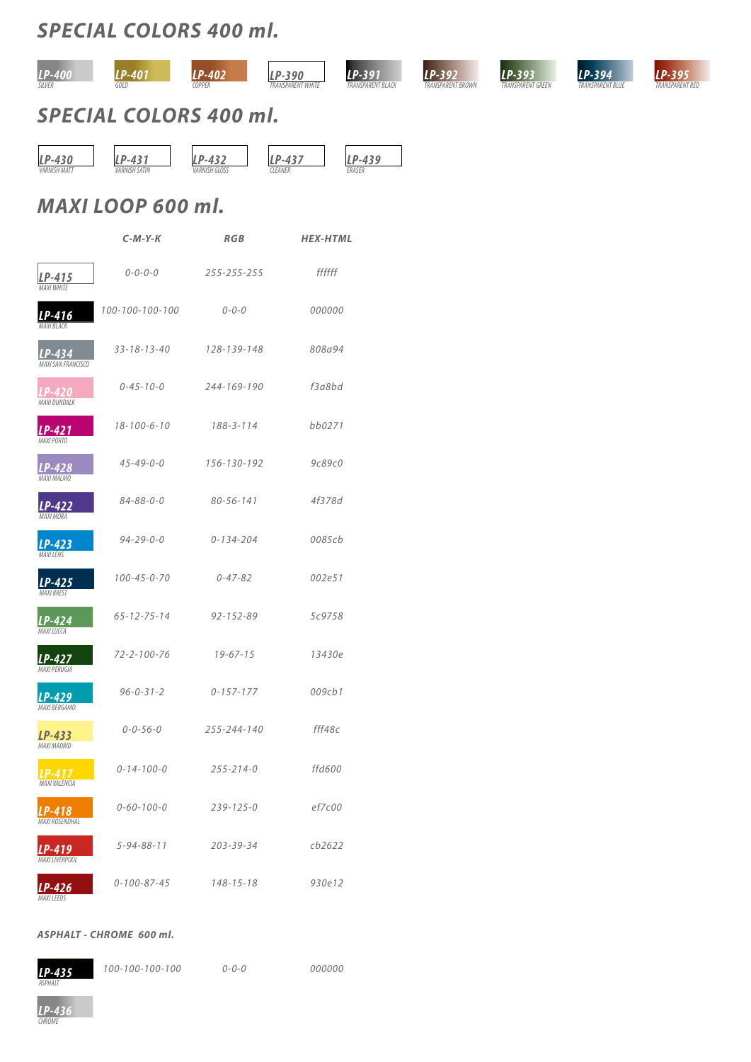## SPECIAL COLORS 400 ml.

- LP-400 SILVER
- LP-401 GOLD
- LP-402 COPPER
- LP-390 TRANSPARENT WHITE
- LP-391 TRANSPARENT BLACK
- LP-392 TRANSPARENT BROWN
- LP-393 TRANSPARENT GREEN
- LP-394 TRANSPARENT BLUE
- LP-395 TRANSPARENT RED

## SPECIAL COLORS 400 ml.

- LP-430 VARNISH MATT
- LP-431 VARNISH SATIN
- LP-432 VARNISH GLOSS
- LP-437 CLEANER
- LP-439 ERASER

## MAXI LOOP 600 ml.

| | C-M-Y-K | RGB | HEX-HTML |
|---|---|---|---|
| LP-415 MAXI WHITE | 0-0-0-0 | 255-255-255 | ffffff |
| LP-416 MAXI BLACK | 100-100-100-100 | 0-0-0 | 000000 |
| LP-434 MAXI SAN FRANCISCO | 33-18-13-40 | 128-139-148 | 808a94 |
| LP-420 MAXI DUNDALK | 0-45-10-0 | 244-169-190 | f3a8bd |
| LP-421 MAXI PORTO | 18-100-6-10 | 188-3-114 | bb0271 |
| LP-428 MAXI MALMO | 45-49-0-0 | 156-130-192 | 9c89c0 |
| LP-422 MAXI MORA | 84-88-0-0 | 80-56-141 | 4f378d |
| LP-423 MAXI LENS | 94-29-0-0 | 0-134-204 | 0085cb |
| LP-425 MAXI BREST | 100-45-0-70 | 0-47-82 | 002e51 |
| LP-424 MAXI LUCCA | 65-12-75-14 | 92-152-89 | 5c9758 |
| LP-427 MAXI PERUGIA | 72-2-100-76 | 19-67-15 | 13430e |
| LP-429 MAXI BERGAMO | 96-0-31-2 | 0-157-177 | 009cb1 |
| LP-433 MAXI MADRID | 0-0-56-0 | 255-244-140 | fff48c |
| LP-417 MAXI VALENCIA | 0-14-100-0 | 255-214-0 | ffd600 |
| LP-418 MAXI ROSENDHAL | 0-60-100-0 | 239-125-0 | ef7c00 |
| LP-419 MAXI LIVERPOOL | 5-94-88-11 | 203-39-34 | cb2622 |
| LP-426 MAXI LEEDS | 0-100-87-45 | 148-15-18 | 930e12 |

### ASPHALT - CHROME 600 ml.

| | C-M-Y-K | RGB | HEX-HTML |
|---|---|---|---|
| LP-435 ASPHALT | 100-100-100-100 | 0-0-0 | 000000 |
| LP-436 CHROME | | | |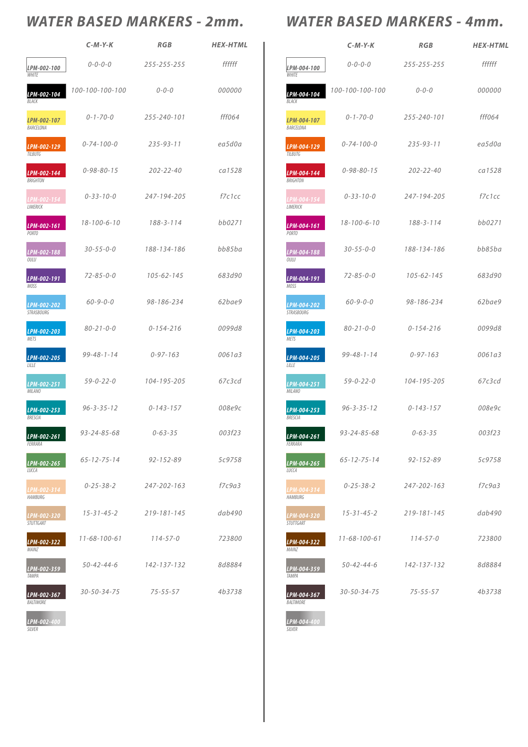## WATER BASED MARKERS - 2mm.

| | C-M-Y-K | RGB | HEX-HTML |
|---|---|---|---|
| LPM-002-100 WHITE | 0-0-0-0 | 255-255-255 | ffffff |
| LPM-002-104 BLACK | 100-100-100-100 | 0-0-0 | 000000 |
| LPM-002-107 BARCELONA | 0-1-70-0 | 255-240-101 | fff064 |
| LPM-002-129 TILBUTG | 0-74-100-0 | 235-93-11 | ea5d0a |
| LPM-002-144 BRIGHTON | 0-98-80-15 | 202-22-40 | ca1528 |
| LPM-002-154 LIMERICK | 0-33-10-0 | 247-194-205 | f7c1cc |
| LPM-002-161 PORTO | 18-100-6-10 | 188-3-114 | bb0271 |
| LPM-002-188 OULU | 30-55-0-0 | 188-134-186 | bb85ba |
| LPM-002-191 MOSS | 72-85-0-0 | 105-62-145 | 683d90 |
| LPM-002-202 STRASBOURG | 60-9-0-0 | 98-186-234 | 62bae9 |
| LPM-002-203 METS | 80-21-0-0 | 0-154-216 | 0099d8 |
| LPM-002-205 LILLE | 99-48-1-14 | 0-97-163 | 0061a3 |
| LPM-002-251 MILANO | 59-0-22-0 | 104-195-205 | 67c3cd |
| LPM-002-253 BRESCIA | 96-3-35-12 | 0-143-157 | 008e9c |
| LPM-002-261 FERRARA | 93-24-85-68 | 0-63-35 | 003f23 |
| LPM-002-265 LUCCA | 65-12-75-14 | 92-152-89 | 5c9758 |
| LPM-002-314 HAMBURG | 0-25-38-2 | 247-202-163 | f7c9a3 |
| LPM-002-320 STUTTGART | 15-31-45-2 | 219-181-145 | dab490 |
| LPM-002-322 MAINZ | 11-68-100-61 | 114-57-0 | 723800 |
| LPM-002-359 TAMPA | 50-42-44-6 | 142-137-132 | 8d8884 |
| LPM-002-367 BALTIMORE | 30-50-34-75 | 75-55-57 | 4b3738 |
| LPM-002-400 SILVER | | | |

## WATER BASED MARKERS - 4mm.

| | C-M-Y-K | RGB | HEX-HTML |
|---|---|---|---|
| LPM-004-100 WHITE | 0-0-0-0 | 255-255-255 | ffffff |
| LPM-004-104 BLACK | 100-100-100-100 | 0-0-0 | 000000 |
| LPM-004-107 BARCELONA | 0-1-70-0 | 255-240-101 | fff064 |
| LPM-004-129 TILBUTG | 0-74-100-0 | 235-93-11 | ea5d0a |
| LPM-004-144 BRIGHTON | 0-98-80-15 | 202-22-40 | ca1528 |
| LPM-004-154 LIMERICK | 0-33-10-0 | 247-194-205 | f7c1cc |
| LPM-004-161 PORTO | 18-100-6-10 | 188-3-114 | bb0271 |
| LPM-004-188 OULU | 30-55-0-0 | 188-134-186 | bb85ba |
| LPM-004-191 MOSS | 72-85-0-0 | 105-62-145 | 683d90 |
| LPM-004-202 STRASBOURG | 60-9-0-0 | 98-186-234 | 62bae9 |
| LPM-004-203 METS | 80-21-0-0 | 0-154-216 | 0099d8 |
| LPM-004-205 LILLE | 99-48-1-14 | 0-97-163 | 0061a3 |
| LPM-004-251 MILANO | 59-0-22-0 | 104-195-205 | 67c3cd |
| LPM-004-253 BRESCIA | 96-3-35-12 | 0-143-157 | 008e9c |
| LPM-004-261 FERRARA | 93-24-85-68 | 0-63-35 | 003f23 |
| LPM-004-265 LUCCA | 65-12-75-14 | 92-152-89 | 5c9758 |
| LPM-004-314 HAMBURG | 0-25-38-2 | 247-202-163 | f7c9a3 |
| LPM-004-320 STUTTGART | 15-31-45-2 | 219-181-145 | dab490 |
| LPM-004-322 MAINZ | 11-68-100-61 | 114-57-0 | 723800 |
| LPM-004-359 TAMPA | 50-42-44-6 | 142-137-132 | 8d8884 |
| LPM-004-367 BALTIMORE | 30-50-34-75 | 75-55-57 | 4b3738 |
| LPM-004-400 SILVER | | | |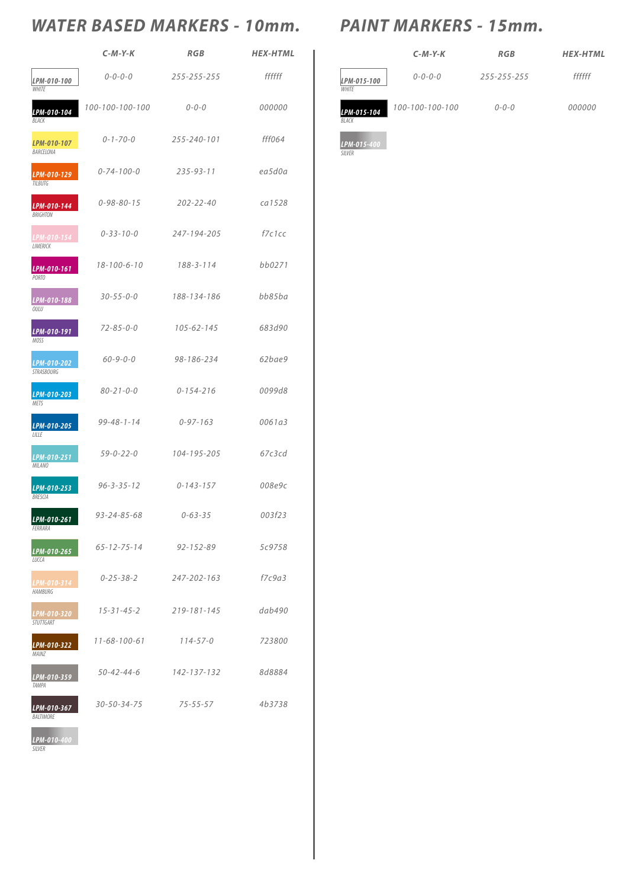## WATER BASED MARKERS - 10mm.

| | C-M-Y-K | RGB | HEX-HTML |
|---|---|---|---|
| LPM-010-100 WHITE | 0-0-0-0 | 255-255-255 | ffffff |
| LPM-010-104 BLACK | 100-100-100-100 | 0-0-0 | 000000 |
| LPM-010-107 BARCELONA | 0-1-70-0 | 255-240-101 | fff064 |
| LPM-010-129 TILBUTG | 0-74-100-0 | 235-93-11 | ea5d0a |
| LPM-010-144 BRIGHTON | 0-98-80-15 | 202-22-40 | ca1528 |
| LPM-010-154 LIMERICK | 0-33-10-0 | 247-194-205 | f7c1cc |
| LPM-010-161 PORTO | 18-100-6-10 | 188-3-114 | bb0271 |
| LPM-010-188 OULU | 30-55-0-0 | 188-134-186 | bb85ba |
| LPM-010-191 MOSS | 72-85-0-0 | 105-62-145 | 683d90 |
| LPM-010-202 STRASBOURG | 60-9-0-0 | 98-186-234 | 62bae9 |
| LPM-010-203 METS | 80-21-0-0 | 0-154-216 | 0099d8 |
| LPM-010-205 LILLE | 99-48-1-14 | 0-97-163 | 0061a3 |
| LPM-010-251 MILANO | 59-0-22-0 | 104-195-205 | 67c3cd |
| LPM-010-253 BRESCIA | 96-3-35-12 | 0-143-157 | 008e9c |
| LPM-010-261 FERRARA | 93-24-85-68 | 0-63-35 | 003f23 |
| LPM-010-265 LUCCA | 65-12-75-14 | 92-152-89 | 5c9758 |
| LPM-010-314 HAMBURG | 0-25-38-2 | 247-202-163 | f7c9a3 |
| LPM-010-320 STUTTGART | 15-31-45-2 | 219-181-145 | dab490 |
| LPM-010-322 MAINZ | 11-68-100-61 | 114-57-0 | 723800 |
| LPM-010-359 TAMPA | 50-42-44-6 | 142-137-132 | 8d8884 |
| LPM-010-367 BALTIMORE | 30-50-34-75 | 75-55-57 | 4b3738 |
| LPM-010-400 SILVER | | | |

## PAINT MARKERS - 15mm.

| | C-M-Y-K | RGB | HEX-HTML |
|---|---|---|---|
| LPM-015-100 WHITE | 0-0-0-0 | 255-255-255 | ffffff |
| LPM-015-104 BLACK | 100-100-100-100 | 0-0-0 | 000000 |
| LPM-015-400 SILVER | | | |